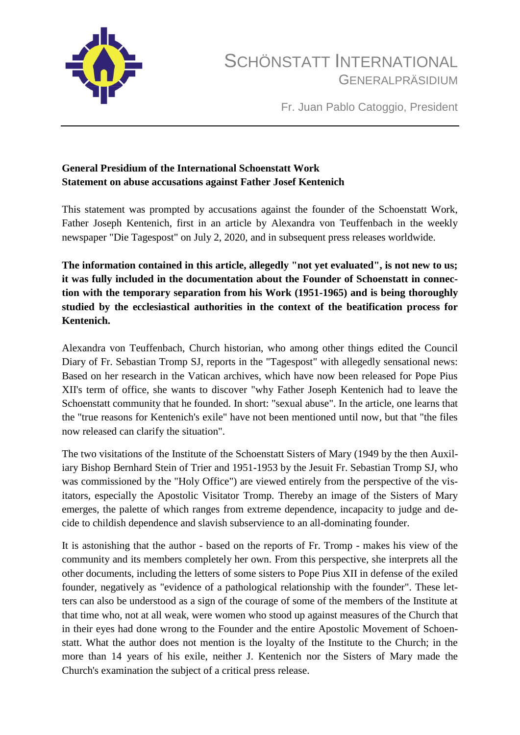SCHÖNSTATT INTERNATIONAL
GENERALPRÄSIDIUM

Fr. Juan Pablo Catoggio, President

**General Presidium of the International Schoenstatt Work**
**Statement on abuse accusations against Father Josef Kentenich**

This statement was prompted by accusations against the founder of the Schoenstatt Work, Father Joseph Kentenich, first in an article by Alexandra von Teuffenbach in the weekly newspaper "Die Tagespost" on July 2, 2020, and in subsequent press releases worldwide.

**The information contained in this article, allegedly "not yet evaluated", is not new to us; it was fully included in the documentation about the Founder of Schoenstatt in connection with the temporary separation from his Work (1951-1965) and is being thoroughly studied by the ecclesiastical authorities in the context of the beatification process for Kentenich.**

Alexandra von Teuffenbach, Church historian, who among other things edited the Council Diary of Fr. Sebastian Tromp SJ, reports in the "Tagespost" with allegedly sensational news: Based on her research in the Vatican archives, which have now been released for Pope Pius XII's term of office, she wants to discover "why Father Joseph Kentenich had to leave the Schoenstatt community that he founded. In short: "sexual abuse". In the article, one learns that the "true reasons for Kentenich's exile" have not been mentioned until now, but that "the files now released can clarify the situation".

The two visitations of the Institute of the Schoenstatt Sisters of Mary (1949 by the then Auxiliary Bishop Bernhard Stein of Trier and 1951-1953 by the Jesuit Fr. Sebastian Tromp SJ, who was commissioned by the "Holy Office") are viewed entirely from the perspective of the visitators, especially the Apostolic Visitator Tromp. Thereby an image of the Sisters of Mary emerges, the palette of which ranges from extreme dependence, incapacity to judge and decide to childish dependence and slavish subservience to an all-dominating founder.

It is astonishing that the author - based on the reports of Fr. Tromp - makes his view of the community and its members completely her own. From this perspective, she interprets all the other documents, including the letters of some sisters to Pope Pius XII in defense of the exiled founder, negatively as "evidence of a pathological relationship with the founder". These letters can also be understood as a sign of the courage of some of the members of the Institute at that time who, not at all weak, were women who stood up against measures of the Church that in their eyes had done wrong to the Founder and the entire Apostolic Movement of Schoenstatt. What the author does not mention is the loyalty of the Institute to the Church; in the more than 14 years of his exile, neither J. Kentenich nor the Sisters of Mary made the Church's examination the subject of a critical press release.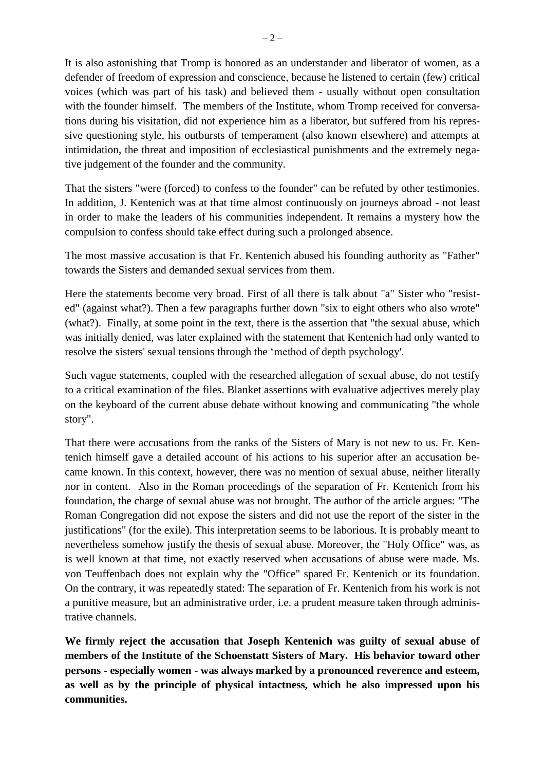It is also astonishing that Tromp is honored as an understander and liberator of women, as a defender of freedom of expression and conscience, because he listened to certain (few) critical voices (which was part of his task) and believed them - usually without open consultation with the founder himself. The members of the Institute, whom Tromp received for conversations during his visitation, did not experience him as a liberator, but suffered from his repressive questioning style, his outbursts of temperament (also known elsewhere) and attempts at intimidation, the threat and imposition of ecclesiastical punishments and the extremely negative judgement of the founder and the community.

That the sisters "were (forced) to confess to the founder" can be refuted by other testimonies. In addition, J. Kentenich was at that time almost continuously on journeys abroad - not least in order to make the leaders of his communities independent. It remains a mystery how the compulsion to confess should take effect during such a prolonged absence.

The most massive accusation is that Fr. Kentenich abused his founding authority as "Father" towards the Sisters and demanded sexual services from them.

Here the statements become very broad. First of all there is talk about "a" Sister who "resisted" (against what?). Then a few paragraphs further down "six to eight others who also wrote" (what?). Finally, at some point in the text, there is the assertion that "the sexual abuse, which was initially denied, was later explained with the statement that Kentenich had only wanted to resolve the sisters' sexual tensions through the 'method of depth psychology'.

Such vague statements, coupled with the researched allegation of sexual abuse, do not testify to a critical examination of the files. Blanket assertions with evaluative adjectives merely play on the keyboard of the current abuse debate without knowing and communicating "the whole story".

That there were accusations from the ranks of the Sisters of Mary is not new to us. Fr. Kentenich himself gave a detailed account of his actions to his superior after an accusation became known. In this context, however, there was no mention of sexual abuse, neither literally nor in content. Also in the Roman proceedings of the separation of Fr. Kentenich from his foundation, the charge of sexual abuse was not brought. The author of the article argues: "The Roman Congregation did not expose the sisters and did not use the report of the sister in the justifications" (for the exile). This interpretation seems to be laborious. It is probably meant to nevertheless somehow justify the thesis of sexual abuse. Moreover, the "Holy Office" was, as is well known at that time, not exactly reserved when accusations of abuse were made. Ms. von Teuffenbach does not explain why the "Office" spared Fr. Kentenich or its foundation. On the contrary, it was repeatedly stated: The separation of Fr. Kentenich from his work is not a punitive measure, but an administrative order, i.e. a prudent measure taken through administrative channels.

**We firmly reject the accusation that Joseph Kentenich was guilty of sexual abuse of members of the Institute of the Schoenstatt Sisters of Mary. His behavior toward other persons - especially women - was always marked by a pronounced reverence and esteem, as well as by the principle of physical intactness, which he also impressed upon his communities.**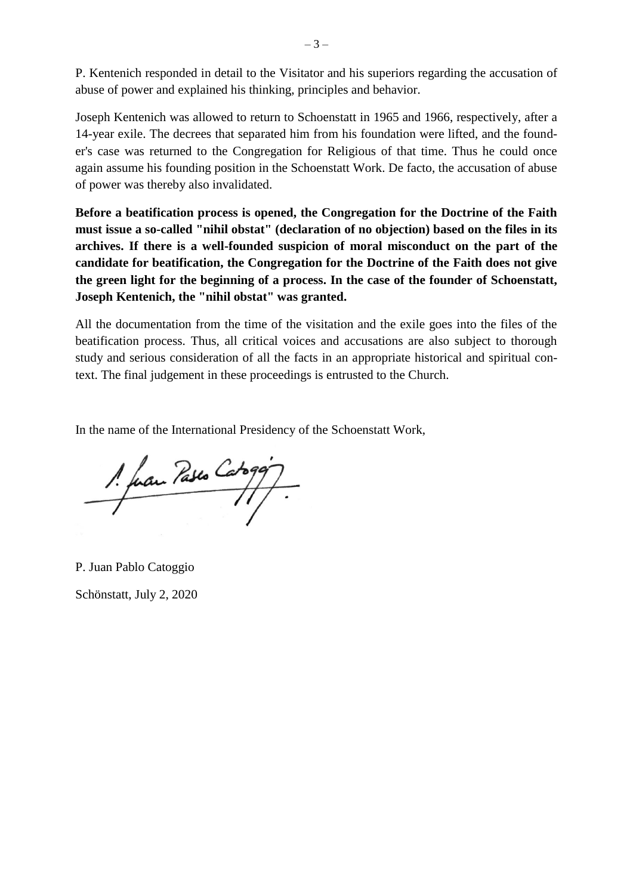P. Kentenich responded in detail to the Visitator and his superiors regarding the accusation of abuse of power and explained his thinking, principles and behavior.

Joseph Kentenich was allowed to return to Schoenstatt in 1965 and 1966, respectively, after a 14-year exile. The decrees that separated him from his foundation were lifted, and the founder's case was returned to the Congregation for Religious of that time. Thus he could once again assume his founding position in the Schoenstatt Work. De facto, the accusation of abuse of power was thereby also invalidated.

**Before a beatification process is opened, the Congregation for the Doctrine of the Faith must issue a so-called "nihil obstat" (declaration of no objection) based on the files in its archives. If there is a well-founded suspicion of moral misconduct on the part of the candidate for beatification, the Congregation for the Doctrine of the Faith does not give the green light for the beginning of a process. In the case of the founder of Schoenstatt, Joseph Kentenich, the "nihil obstat" was granted.**

All the documentation from the time of the visitation and the exile goes into the files of the beatification process. Thus, all critical voices and accusations are also subject to thorough study and serious consideration of all the facts in an appropriate historical and spiritual context. The final judgement in these proceedings is entrusted to the Church.

In the name of the International Presidency of the Schoenstatt Work,

P. Juan Pablo Catoggio

Schönstatt, July 2, 2020